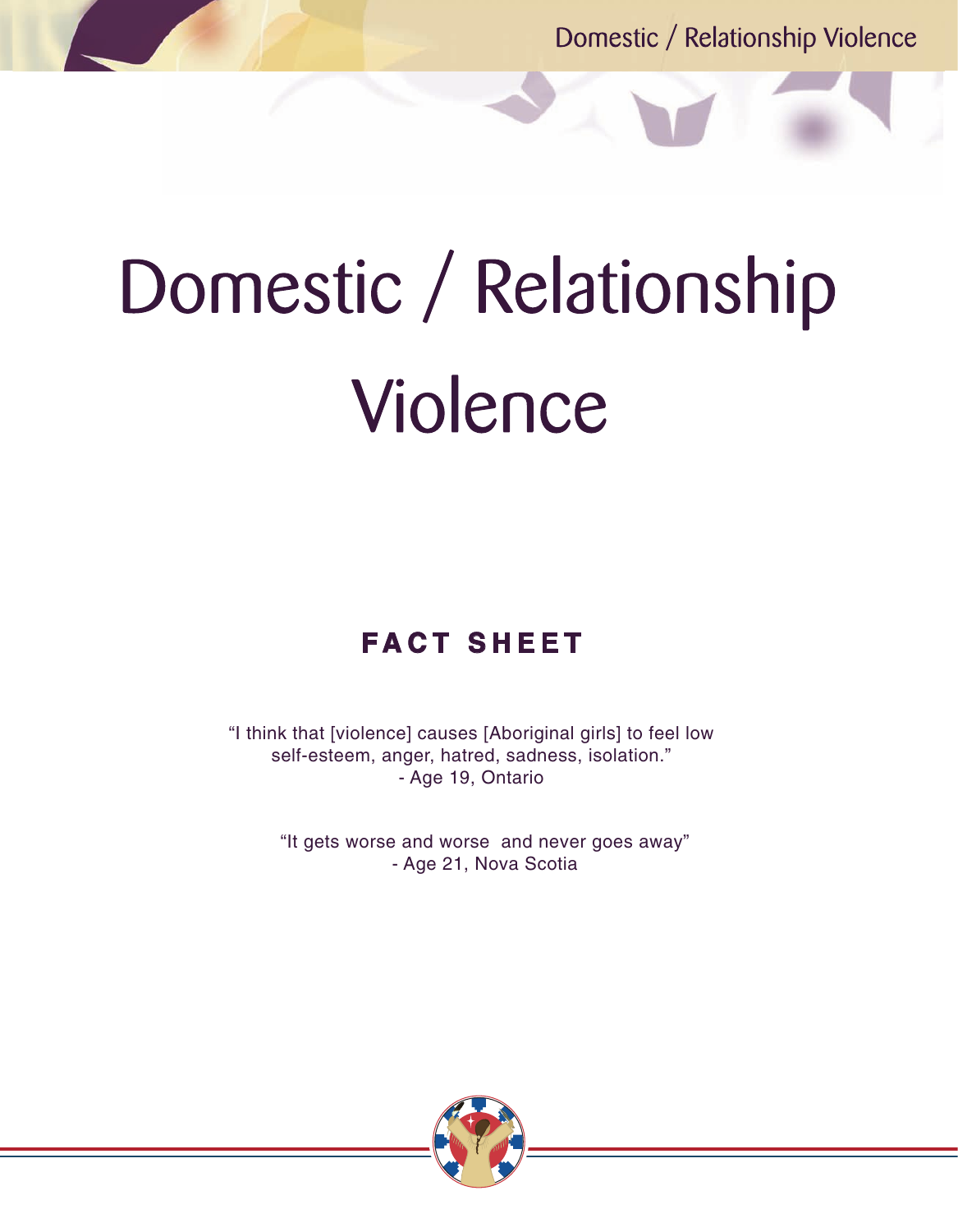# Domestic / Relationship Violence

## FACT SHEET

"I think that [violence] causes [Aboriginal girls] to feel low self-esteem, anger, hatred, sadness, isolation."
- Age 19, Ontario

"It gets worse and worse and never goes away"
- Age 21, Nova Scotia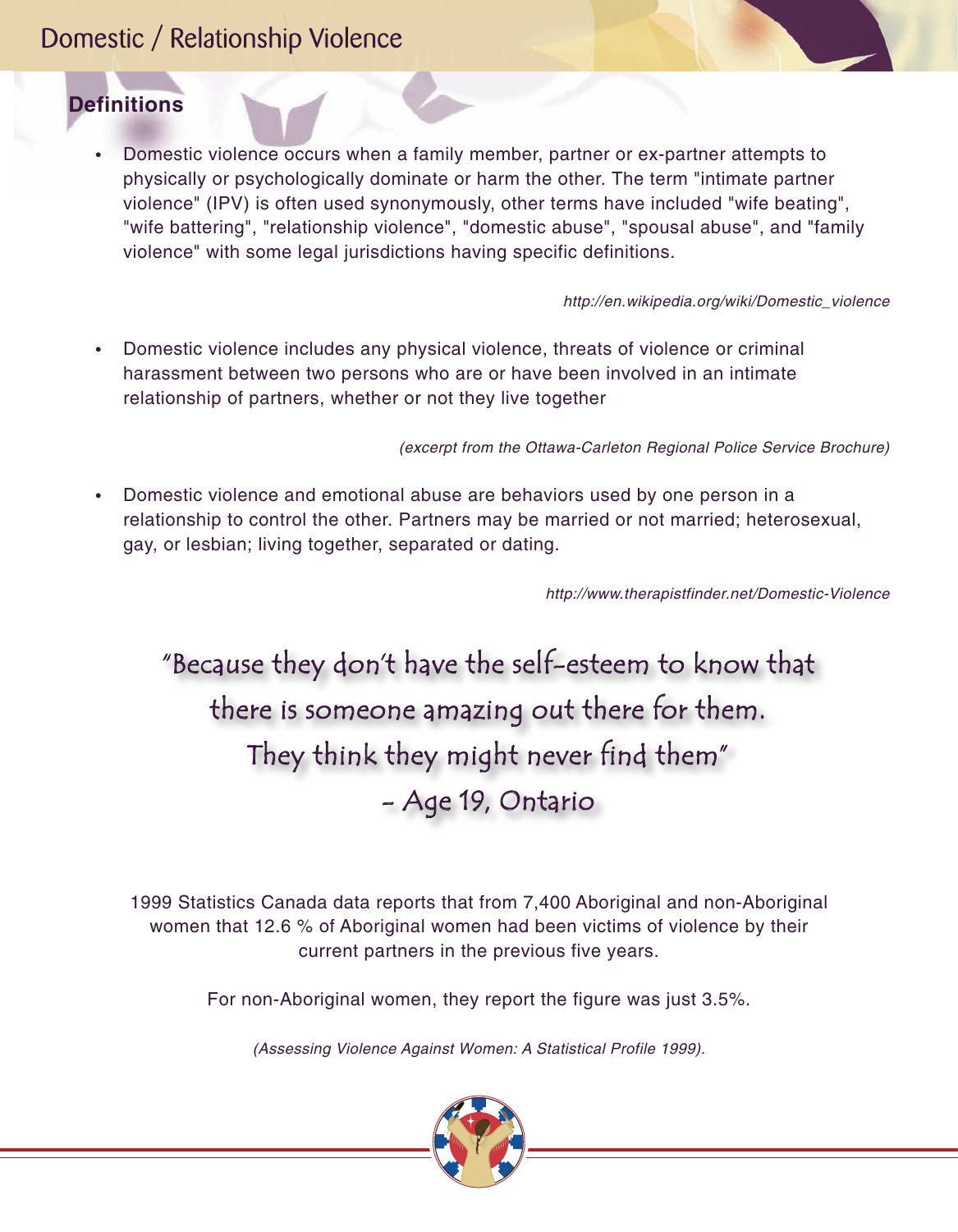# Domestic / Relationship Violence

## Definitions

- Domestic violence occurs when a family member, partner or ex-partner attempts to physically or psychologically dominate or harm the other. The term "intimate partner violence" (IPV) is often used synonymously, other terms have included "wife beating", "wife battering", "relationship violence", "domestic abuse", "spousal abuse", and "family violence" with some legal jurisdictions having specific definitions.

*http://en.wikipedia.org/wiki/Domestic_violence*

- Domestic violence includes any physical violence, threats of violence or criminal harassment between two persons who are or have been involved in an intimate relationship of partners, whether or not they live together

*(excerpt from the Ottawa-Carleton Regional Police Service Brochure)*

- Domestic violence and emotional abuse are behaviors used by one person in a relationship to control the other. Partners may be married or not married; heterosexual, gay, or lesbian; living together, separated or dating.

*http://www.therapistfinder.net/Domestic-Violence*

"Because they don't have the self-esteem to know that there is someone amazing out there for them. They think they might never find them"
- Age 19, Ontario

1999 Statistics Canada data reports that from 7,400 Aboriginal and non-Aboriginal women that 12.6 % of Aboriginal women had been victims of violence by their current partners in the previous five years.

For non-Aboriginal women, they report the figure was just 3.5%.

*(Assessing Violence Against Women: A Statistical Profile 1999).*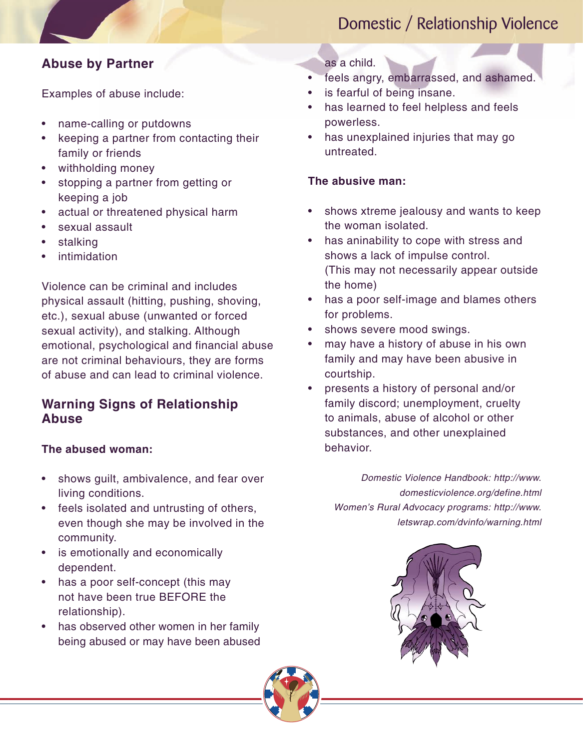## Abuse by Partner

Examples of abuse include:

- name-calling or putdowns
- keeping a partner from contacting their family or friends
- withholding money
- stopping a partner from getting or keeping a job
- actual or threatened physical harm
- sexual assault
- stalking
- intimidation

Violence can be criminal and includes physical assault (hitting, pushing, shoving, etc.), sexual abuse (unwanted or forced sexual activity), and stalking. Although emotional, psychological and financial abuse are not criminal behaviours, they are forms of abuse and can lead to criminal violence.

## Warning Signs of Relationship Abuse

**The abused woman:**

- shows guilt, ambivalence, and fear over living conditions.
- feels isolated and untrusting of others, even though she may be involved in the community.
- is emotionally and economically dependent.
- has a poor self-concept (this may not have been true BEFORE the relationship).
- has observed other women in her family being abused or may have been abused as a child.
- feels angry, embarrassed, and ashamed.
- is fearful of being insane.
- has learned to feel helpless and feels powerless.
- has unexplained injuries that may go untreated.

**The abusive man:**

- shows xtreme jealousy and wants to keep the woman isolated.
- has aninability to cope with stress and shows a lack of impulse control. (This may not necessarily appear outside the home)
- has a poor self-image and blames others for problems.
- shows severe mood swings.
- may have a history of abuse in his own family and may have been abusive in courtship.
- presents a history of personal and/or family discord; unemployment, cruelty to animals, abuse of alcohol or other substances, and other unexplained behavior.

*Domestic Violence Handbook: http://www.domesticviolence.org/define.html*
*Women's Rural Advocacy programs: http://www.letswrap.com/dvinfo/warning.html*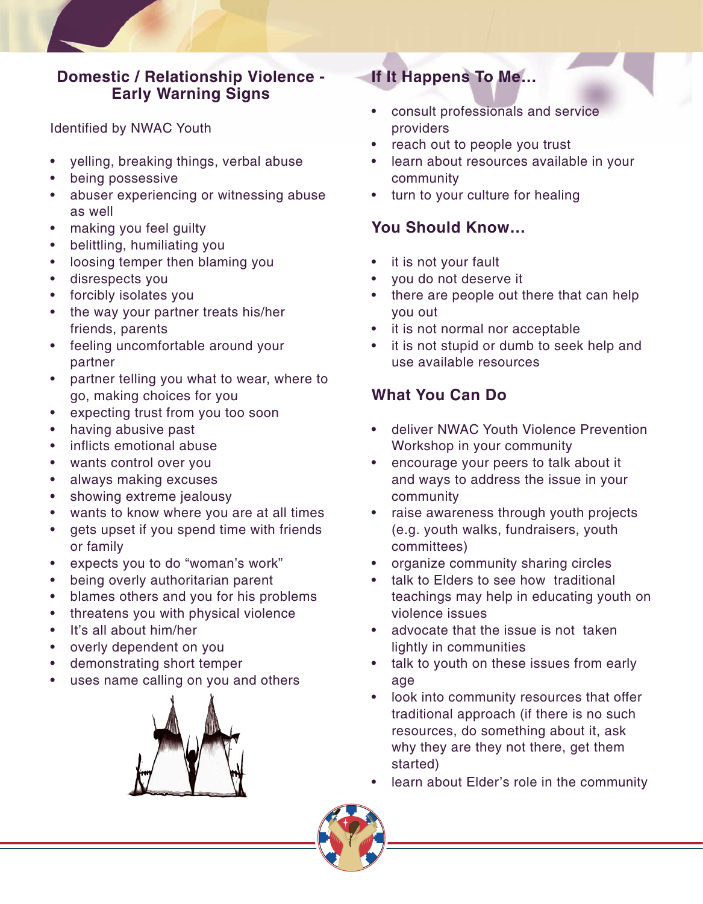## Domestic / Relationship Violence - Early Warning Signs

Identified by NWAC Youth

- yelling, breaking things, verbal abuse
- being possessive
- abuser experiencing or witnessing abuse as well
- making you feel guilty
- belittling, humiliating you
- loosing temper then blaming you
- disrespects you
- forcibly isolates you
- the way your partner treats his/her friends, parents
- feeling uncomfortable around your partner
- partner telling you what to wear, where to go, making choices for you
- expecting trust from you too soon
- having abusive past
- inflicts emotional abuse
- wants control over you
- always making excuses
- showing extreme jealousy
- wants to know where you are at all times
- gets upset if you spend time with friends or family
- expects you to do "woman's work"
- being overly authoritarian parent
- blames others and you for his problems
- threatens you with physical violence
- It's all about him/her
- overly dependent on you
- demonstrating short temper
- uses name calling on you and others

## If It Happens To Me...

- consult professionals and service providers
- reach out to people you trust
- learn about resources available in your community
- turn to your culture for healing

## You Should Know...

- it is not your fault
- you do not deserve it
- there are people out there that can help you out
- it is not normal nor acceptable
- it is not stupid or dumb to seek help and use available resources

## What You Can Do

- deliver NWAC Youth Violence Prevention Workshop in your community
- encourage your peers to talk about it and ways to address the issue in your community
- raise awareness through youth projects (e.g. youth walks, fundraisers, youth committees)
- organize community sharing circles
- talk to Elders to see how traditional teachings may help in educating youth on violence issues
- advocate that the issue is not taken lightly in communities
- talk to youth on these issues from early age
- look into community resources that offer traditional approach (if there is no such resources, do something about it, ask why they are they not there, get them started)
- learn about Elder's role in the community